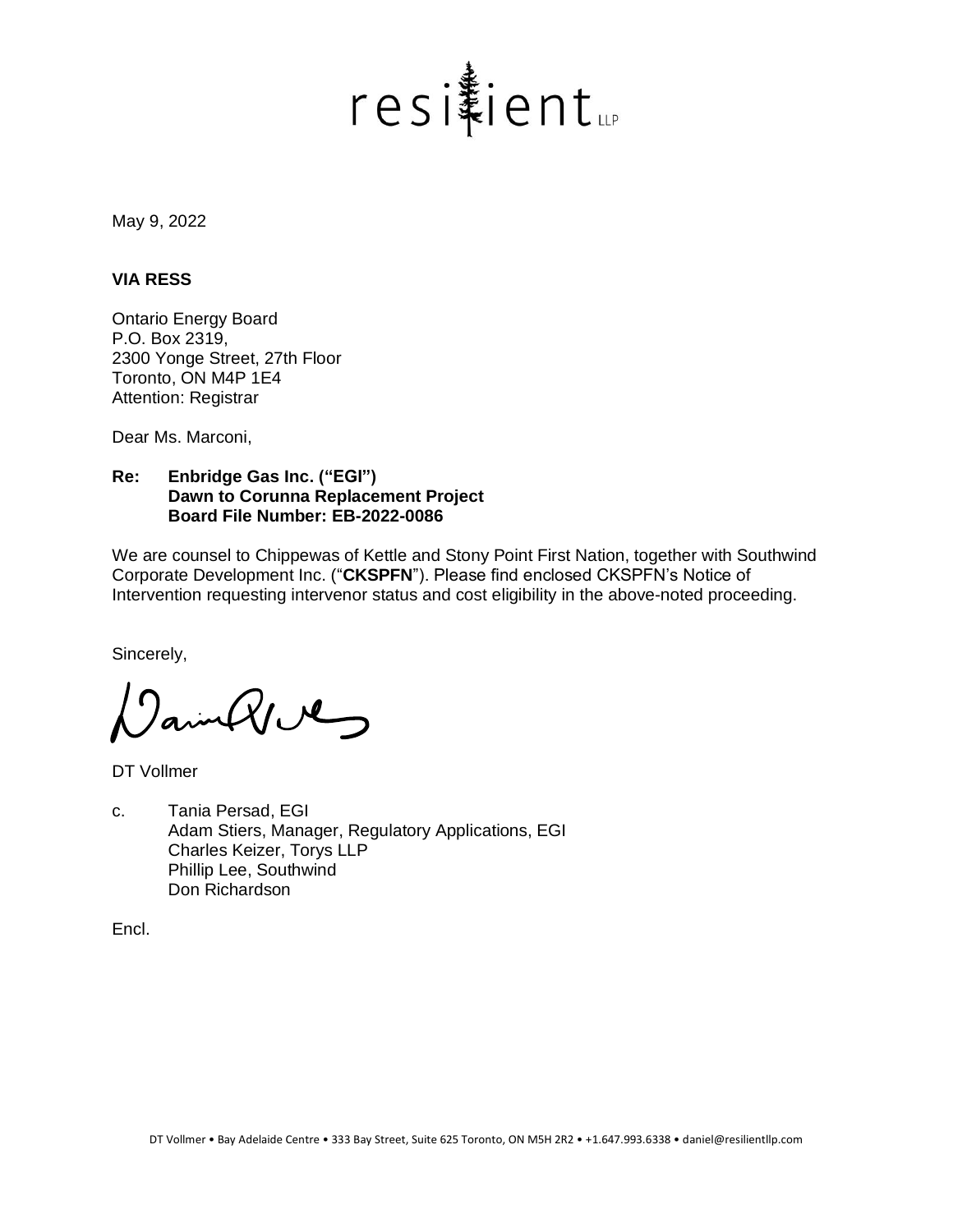resilient LLP

May 9, 2022

**VIA RESS**

Ontario Energy Board
P.O. Box 2319,
2300 Yonge Street, 27th Floor
Toronto, ON M4P 1E4
Attention: Registrar

Dear Ms. Marconi,

**Re: Enbridge Gas Inc. ("EGI")**
**Dawn to Corunna Replacement Project**
**Board File Number: EB-2022-0086**

We are counsel to Chippewas of Kettle and Stony Point First Nation, together with Southwind Corporate Development Inc. ("**CKSPFN**"). Please find enclosed CKSPFN's Notice of Intervention requesting intervenor status and cost eligibility in the above-noted proceeding.

Sincerely,

DT Vollmer

c. Tania Persad, EGI
Adam Stiers, Manager, Regulatory Applications, EGI
Charles Keizer, Torys LLP
Phillip Lee, Southwind
Don Richardson

Encl.

DT Vollmer • Bay Adelaide Centre • 333 Bay Street, Suite 625 Toronto, ON M5H 2R2 • +1.647.993.6338 • daniel@resilientllp.com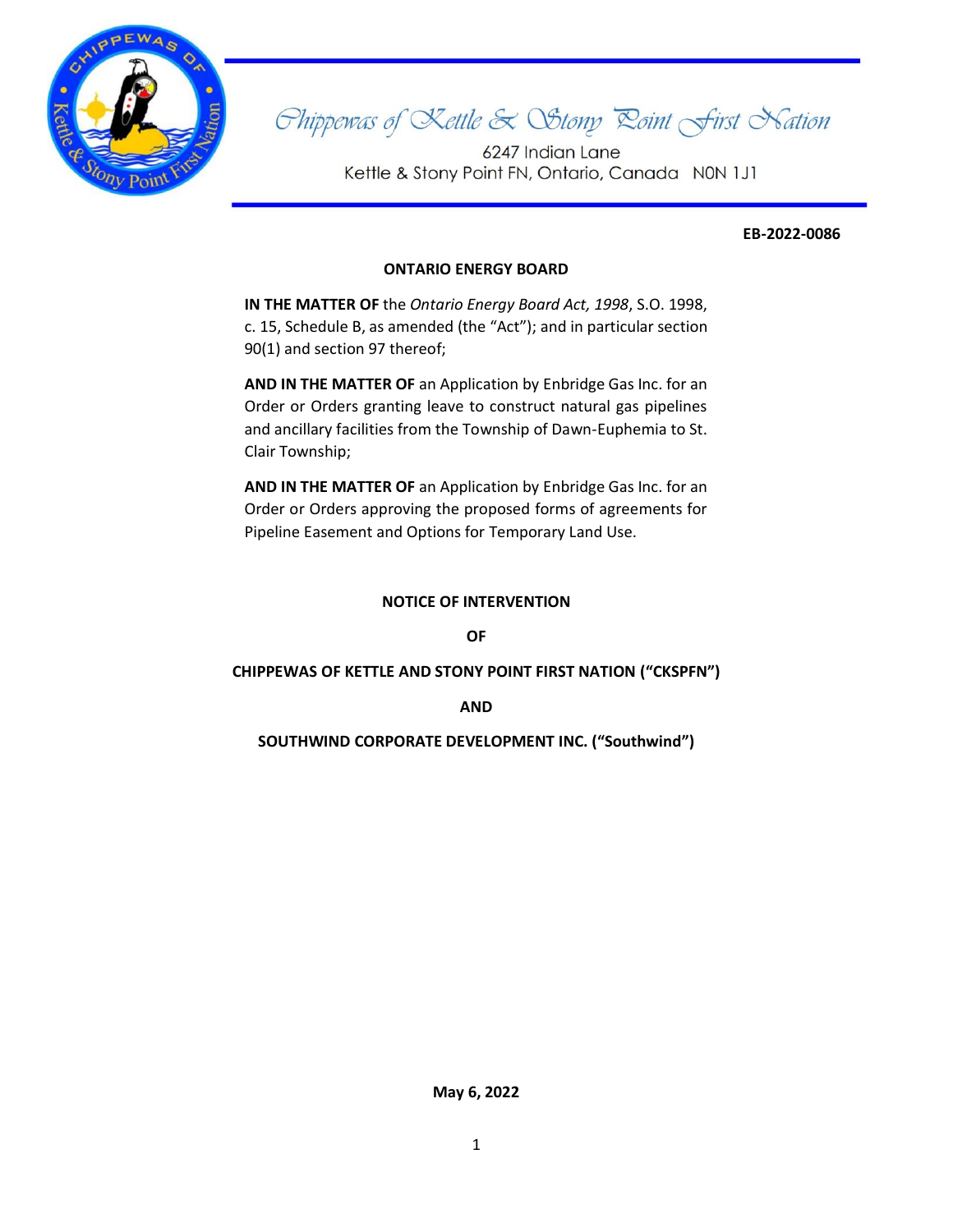Chippewas of Kettle & Stony Point First Nation

6247 Indian Lane
Kettle & Stony Point FN, Ontario, Canada N0N 1J1

**EB-2022-0086**

**ONTARIO ENERGY BOARD**

**IN THE MATTER OF** the *Ontario Energy Board Act, 1998*, S.O. 1998, c. 15, Schedule B, as amended (the "Act"); and in particular section 90(1) and section 97 thereof;

**AND IN THE MATTER OF** an Application by Enbridge Gas Inc. for an Order or Orders granting leave to construct natural gas pipelines and ancillary facilities from the Township of Dawn-Euphemia to St. Clair Township;

**AND IN THE MATTER OF** an Application by Enbridge Gas Inc. for an Order or Orders approving the proposed forms of agreements for Pipeline Easement and Options for Temporary Land Use.

**NOTICE OF INTERVENTION**

**OF**

**CHIPPEWAS OF KETTLE AND STONY POINT FIRST NATION ("CKSPFN")**

**AND**

**SOUTHWIND CORPORATE DEVELOPMENT INC. ("Southwind")**

**May 6, 2022**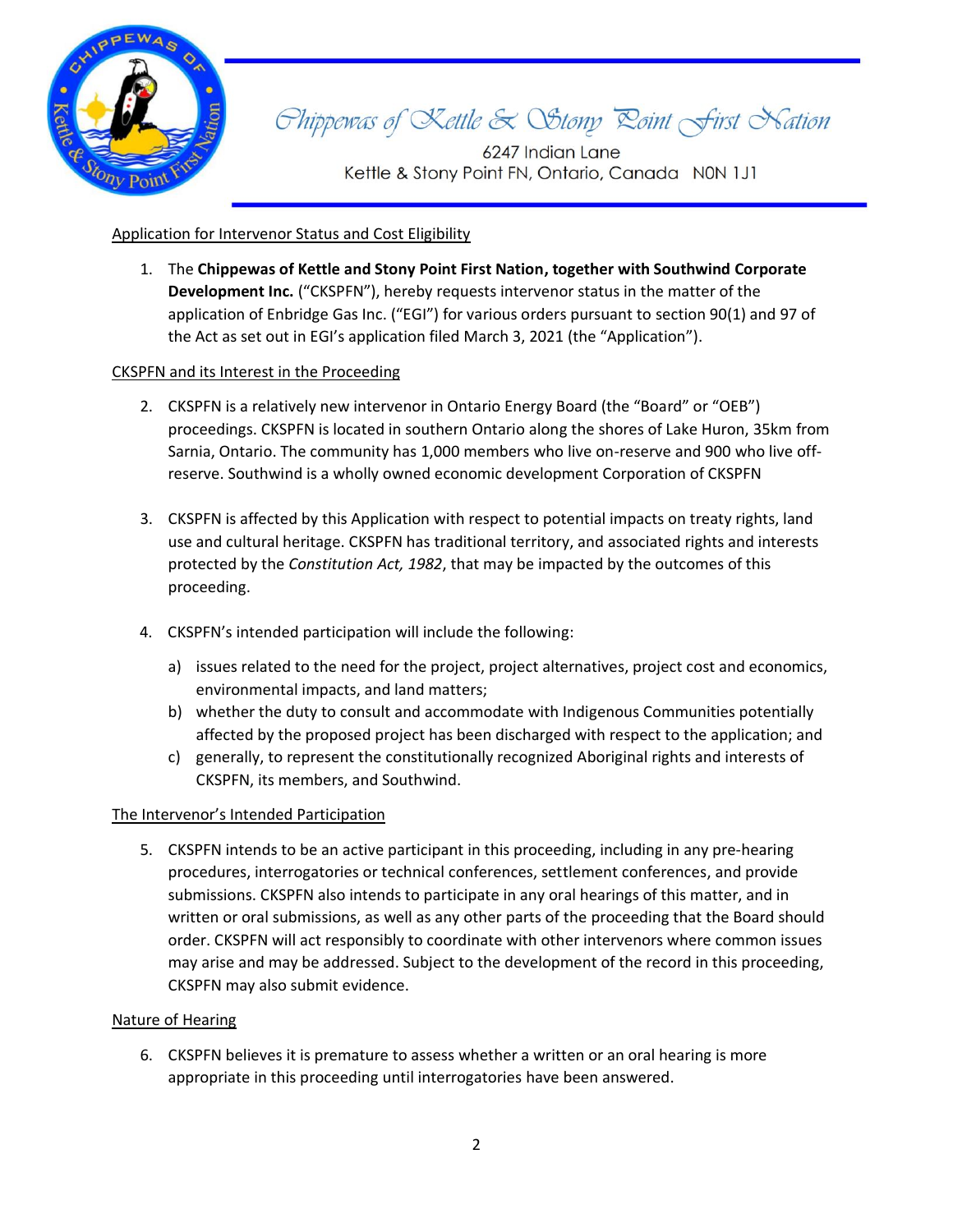Chippewas of Kettle & Stony Point First Nation

6247 Indian Lane
Kettle & Stony Point FN, Ontario, Canada N0N 1J1

Application for Intervenor Status and Cost Eligibility

1. The **Chippewas of Kettle and Stony Point First Nation, together with Southwind Corporate Development Inc.** ("CKSPFN"), hereby requests intervenor status in the matter of the application of Enbridge Gas Inc. ("EGI") for various orders pursuant to section 90(1) and 97 of the Act as set out in EGI's application filed March 3, 2021 (the "Application").

CKSPFN and its Interest in the Proceeding

2. CKSPFN is a relatively new intervenor in Ontario Energy Board (the "Board" or "OEB") proceedings. CKSPFN is located in southern Ontario along the shores of Lake Huron, 35km from Sarnia, Ontario. The community has 1,000 members who live on-reserve and 900 who live off-reserve. Southwind is a wholly owned economic development Corporation of CKSPFN

3. CKSPFN is affected by this Application with respect to potential impacts on treaty rights, land use and cultural heritage. CKSPFN has traditional territory, and associated rights and interests protected by the *Constitution Act, 1982*, that may be impacted by the outcomes of this proceeding.

4. CKSPFN's intended participation will include the following:
   a) issues related to the need for the project, project alternatives, project cost and economics, environmental impacts, and land matters;
   b) whether the duty to consult and accommodate with Indigenous Communities potentially affected by the proposed project has been discharged with respect to the application; and
   c) generally, to represent the constitutionally recognized Aboriginal rights and interests of CKSPFN, its members, and Southwind.

The Intervenor's Intended Participation

5. CKSPFN intends to be an active participant in this proceeding, including in any pre-hearing procedures, interrogatories or technical conferences, settlement conferences, and provide submissions. CKSPFN also intends to participate in any oral hearings of this matter, and in written or oral submissions, as well as any other parts of the proceeding that the Board should order. CKSPFN will act responsibly to coordinate with other intervenors where common issues may arise and may be addressed. Subject to the development of the record in this proceeding, CKSPFN may also submit evidence.

Nature of Hearing

6. CKSPFN believes it is premature to assess whether a written or an oral hearing is more appropriate in this proceeding until interrogatories have been answered.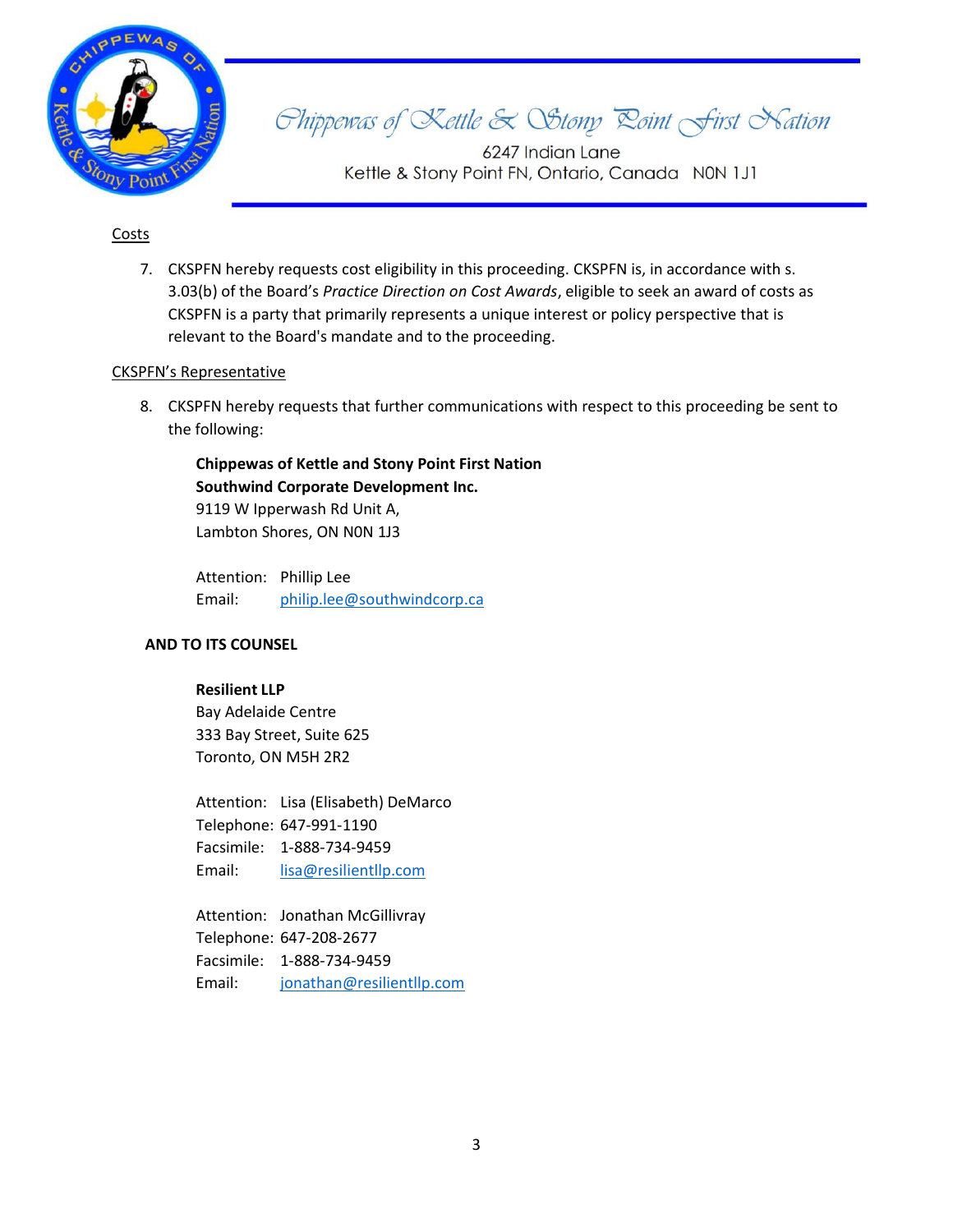Costs

7. CKSPFN hereby requests cost eligibility in this proceeding. CKSPFN is, in accordance with s. 3.03(b) of the Board's *Practice Direction on Cost Awards*, eligible to seek an award of costs as CKSPFN is a party that primarily represents a unique interest or policy perspective that is relevant to the Board's mandate and to the proceeding.

CKSPFN's Representative

8. CKSPFN hereby requests that further communications with respect to this proceeding be sent to the following:

**Chippewas of Kettle and Stony Point First Nation**
**Southwind Corporate Development Inc.**
9119 W Ipperwash Rd Unit A,
Lambton Shores, ON N0N 1J3

Attention: Phillip Lee
Email: philip.lee@southwindcorp.ca

**AND TO ITS COUNSEL**

**Resilient LLP**
Bay Adelaide Centre
333 Bay Street, Suite 625
Toronto, ON M5H 2R2

Attention: Lisa (Elisabeth) DeMarco
Telephone: 647-991-1190
Facsimile: 1-888-734-9459
Email: lisa@resilientllp.com

Attention: Jonathan McGillivray
Telephone: 647-208-2677
Facsimile: 1-888-734-9459
Email: jonathan@resilientllp.com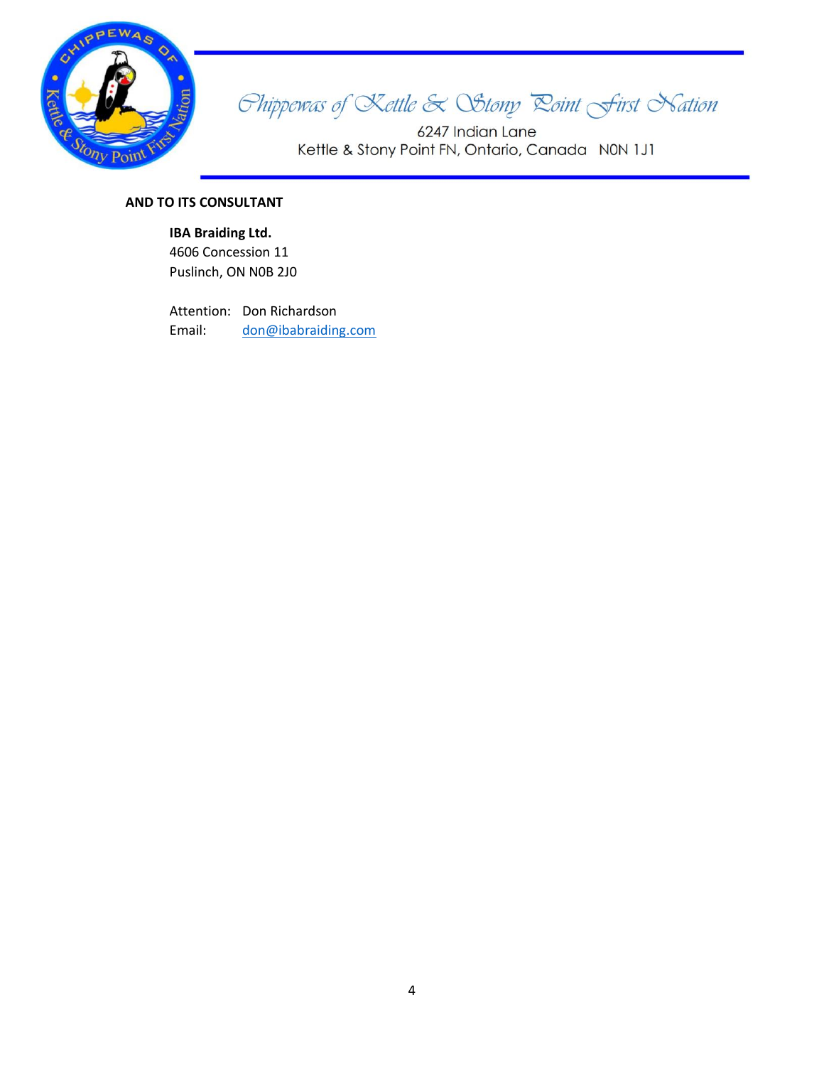Chippewas of Kettle & Stony Point First Nation

6247 Indian Lane
Kettle & Stony Point FN, Ontario, Canada N0N 1J1

**AND TO ITS CONSULTANT**

**IBA Braiding Ltd.**
4606 Concession 11
Puslinch, ON N0B 2J0

Attention: Don Richardson
Email: don@ibabraiding.com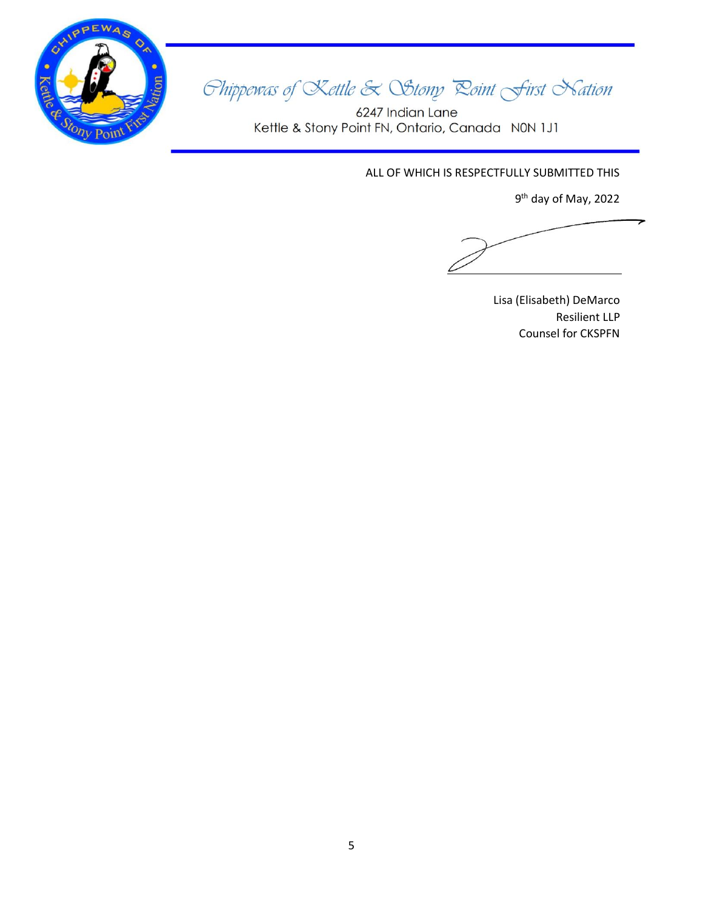Chippewas of Kettle & Stony Point First Nation

6247 Indian Lane
Kettle & Stony Point FN, Ontario, Canada N0N 1J1

ALL OF WHICH IS RESPECTFULLY SUBMITTED THIS

9th day of May, 2022

Lisa (Elisabeth) DeMarco
Resilient LLP
Counsel for CKSPFN